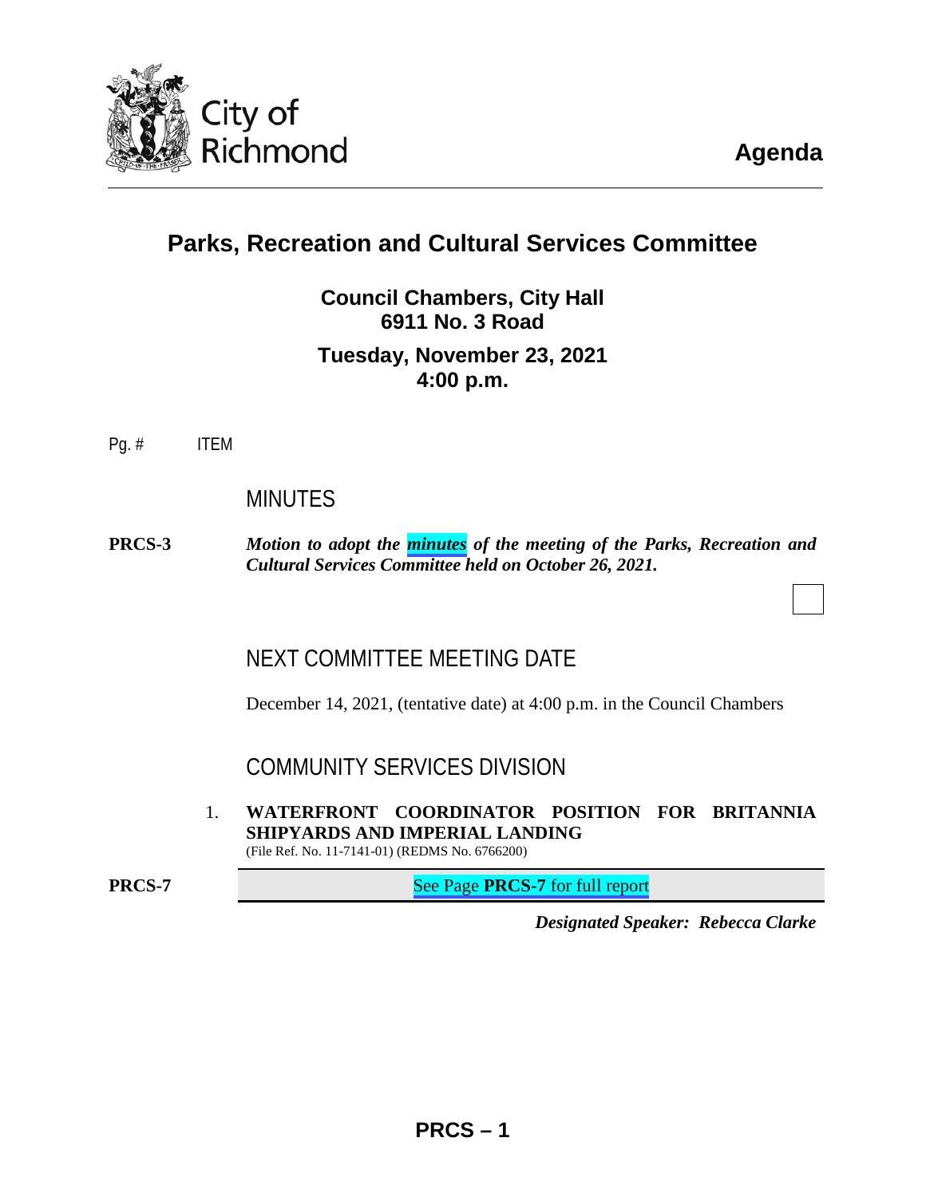# Agenda

## Parks, Recreation and Cultural Services Committee

**Council Chambers, City Hall**
**6911 No. 3 Road**

**Tuesday, November 23, 2021**
**4:00 p.m.**

Pg. # ITEM

### MINUTES

**PRCS-3** ***Motion to adopt the minutes of the meeting of the Parks, Recreation and Cultural Services Committee held on October 26, 2021.***

### NEXT COMMITTEE MEETING DATE

December 14, 2021, (tentative date) at 4:00 p.m. in the Council Chambers

### COMMUNITY SERVICES DIVISION

1. **WATERFRONT COORDINATOR POSITION FOR BRITANNIA SHIPYARDS AND IMPERIAL LANDING**
(File Ref. No. 11-7141-01) (REDMS No. 6766200)

**PRCS-7** See Page **PRCS-7** for full report

***Designated Speaker: Rebecca Clarke***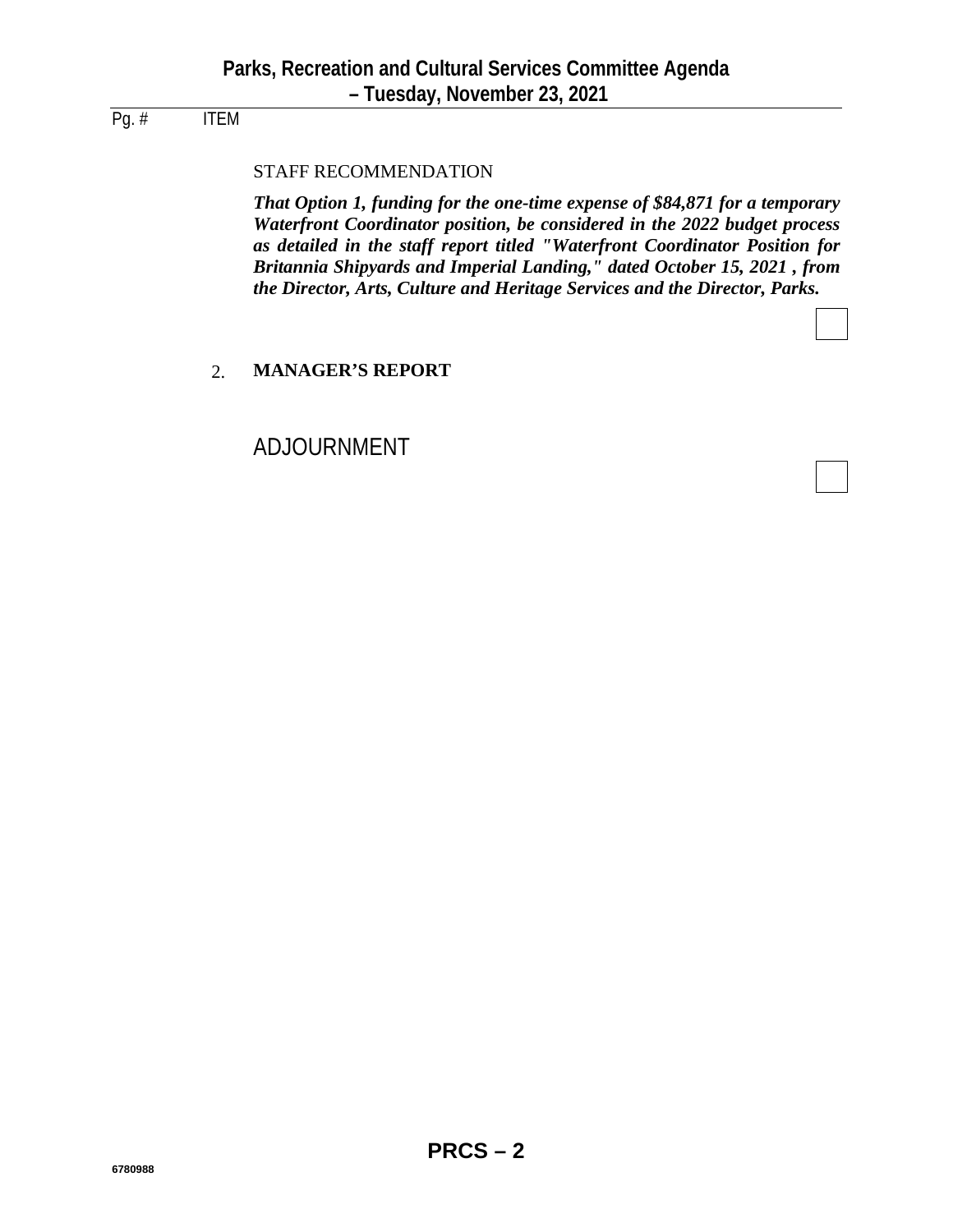Pg. # ITEM

STAFF RECOMMENDATION

***That Option 1, funding for the one-time expense of $84,871 for a temporary Waterfront Coordinator position, be considered in the 2022 budget process as detailed in the staff report titled "Waterfront Coordinator Position for Britannia Shipyards and Imperial Landing," dated October 15, 2021 , from the Director, Arts, Culture and Heritage Services and the Director, Parks.***

2. **MANAGER'S REPORT**

ADJOURNMENT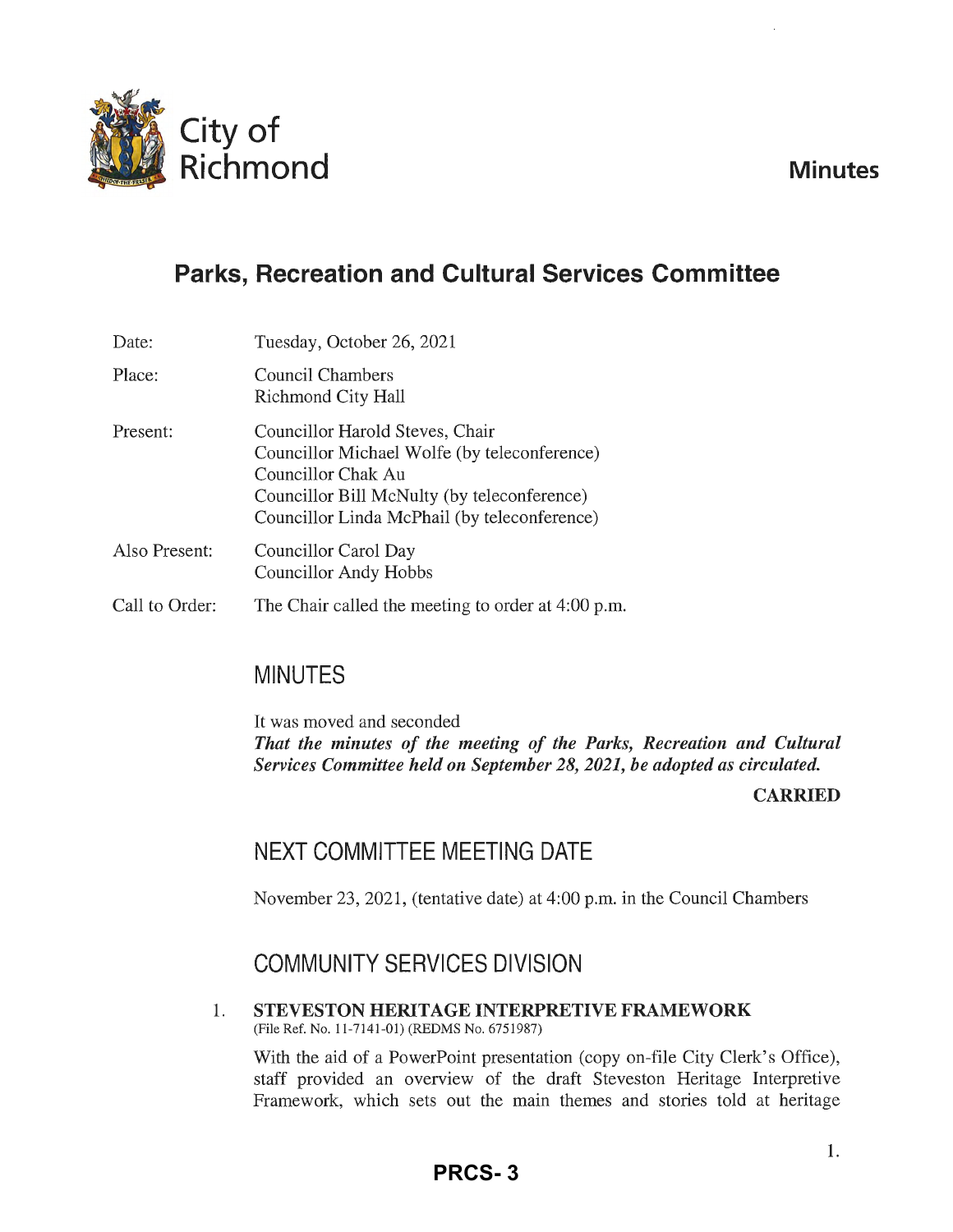City of Richmond

**Minutes**

# Parks, Recreation and Cultural Services Committee

| | |
|---|---|
| Date: | Tuesday, October 26, 2021 |
| Place: | Council Chambers<br>Richmond City Hall |
| Present: | Councillor Harold Steves, Chair<br>Councillor Michael Wolfe (by teleconference)<br>Councillor Chak Au<br>Councillor Bill McNulty (by teleconference)<br>Councillor Linda McPhail (by teleconference) |
| Also Present: | Councillor Carol Day<br>Councillor Andy Hobbs |
| Call to Order: | The Chair called the meeting to order at 4:00 p.m. |

## MINUTES

It was moved and seconded
***That the minutes of the meeting of the Parks, Recreation and Cultural Services Committee held on September 28, 2021, be adopted as circulated.***

**CARRIED**

## NEXT COMMITTEE MEETING DATE

November 23, 2021, (tentative date) at 4:00 p.m. in the Council Chambers

## COMMUNITY SERVICES DIVISION

1. **STEVESTON HERITAGE INTERPRETIVE FRAMEWORK**
(File Ref. No. 11-7141-01) (REDMS No. 6751987)

With the aid of a PowerPoint presentation (copy on-file City Clerk's Office), staff provided an overview of the draft Steveston Heritage Interpretive Framework, which sets out the main themes and stories told at heritage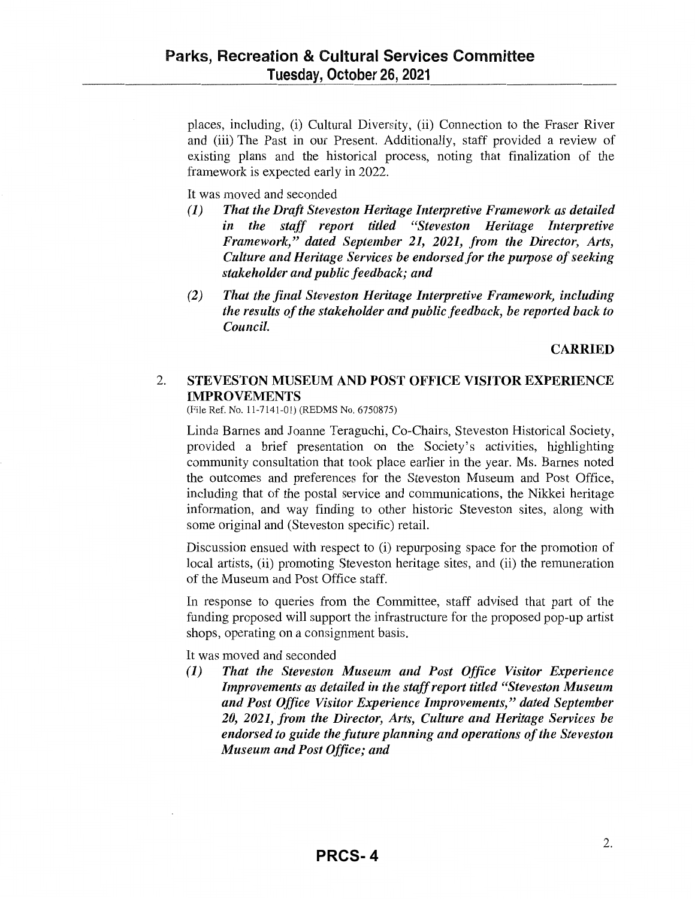places, including, (i) Cultural Diversity, (ii) Connection to the Fraser River and (iii) The Past in our Present. Additionally, staff provided a review of existing plans and the historical process, noting that finalization of the framework is expected early in 2022.

It was moved and seconded

*(1) That the Draft Steveston Heritage Interpretive Framework as detailed in the staff report titled "Steveston Heritage Interpretive Framework," dated September 21, 2021, from the Director, Arts, Culture and Heritage Services be endorsed for the purpose of seeking stakeholder and public feedback; and*

*(2) That the final Steveston Heritage Interpretive Framework, including the results of the stakeholder and public feedback, be reported back to Council.*

**CARRIED**

2. **STEVESTON MUSEUM AND POST OFFICE VISITOR EXPERIENCE IMPROVEMENTS**
(File Ref. No. 11-7141-01) (REDMS No. 6750875)

Linda Barnes and Joanne Teraguchi, Co-Chairs, Steveston Historical Society, provided a brief presentation on the Society's activities, highlighting community consultation that took place earlier in the year. Ms. Barnes noted the outcomes and preferences for the Steveston Museum and Post Office, including that of the postal service and communications, the Nikkei heritage information, and way finding to other historic Steveston sites, along with some original and (Steveston specific) retail.

Discussion ensued with respect to (i) repurposing space for the promotion of local artists, (ii) promoting Steveston heritage sites, and (ii) the remuneration of the Museum and Post Office staff.

In response to queries from the Committee, staff advised that part of the funding proposed will support the infrastructure for the proposed pop-up artist shops, operating on a consignment basis.

It was moved and seconded

*(1) That the Steveston Museum and Post Office Visitor Experience Improvements as detailed in the staff report titled "Steveston Museum and Post Office Visitor Experience Improvements," dated September 20, 2021, from the Director, Arts, Culture and Heritage Services be endorsed to guide the future planning and operations of the Steveston Museum and Post Office; and*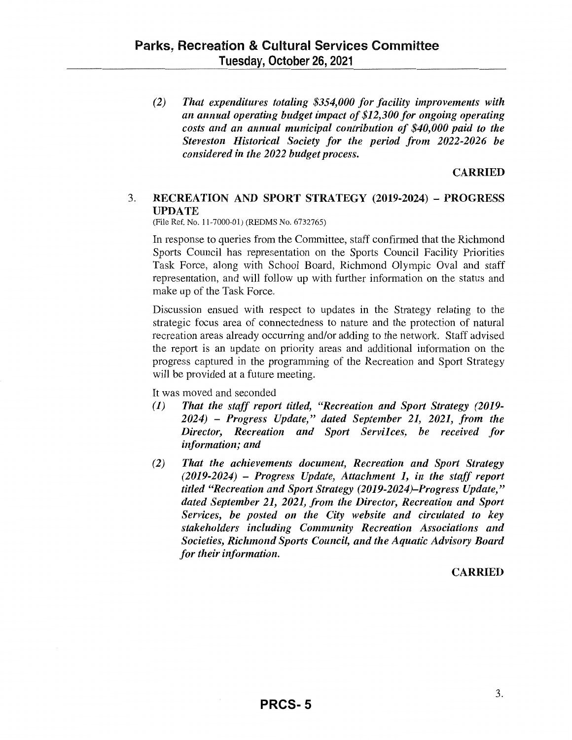*(2) That expenditures totaling $354,000 for facility improvements with an annual operating budget impact of $12,300 for ongoing operating costs and an annual municipal contribution of $40,000 paid to the Steveston Historical Society for the period from 2022-2026 be considered in the 2022 budget process.*

**CARRIED**

### 3. RECREATION AND SPORT STRATEGY (2019-2024) – PROGRESS UPDATE

(File Ref. No. 11-7000-01) (REDMS No. 6732765)

In response to queries from the Committee, staff confirmed that the Richmond Sports Council has representation on the Sports Council Facility Priorities Task Force, along with School Board, Richmond Olympic Oval and staff representation, and will follow up with further information on the status and make up of the Task Force.

Discussion ensued with respect to updates in the Strategy relating to the strategic focus area of connectedness to nature and the protection of natural recreation areas already occurring and/or adding to the network. Staff advised the report is an update on priority areas and additional information on the progress captured in the programming of the Recreation and Sport Strategy will be provided at a future meeting.

It was moved and seconded

***(1) That the staff report titled, "Recreation and Sport Strategy (2019-2024) – Progress Update," dated September 21, 2021, from the Director, Recreation and Sport Servilces, be received for information; and***

***(2) That the achievements document, Recreation and Sport Strategy (2019-2024) – Progress Update, Attachment 1, in the staff report titled "Recreation and Sport Strategy (2019-2024)–Progress Update," dated September 21, 2021, from the Director, Recreation and Sport Services, be posted on the City website and circulated to key stakeholders including Community Recreation Associations and Societies, Richmond Sports Council, and the Aquatic Advisory Board for their information.***

**CARRIED**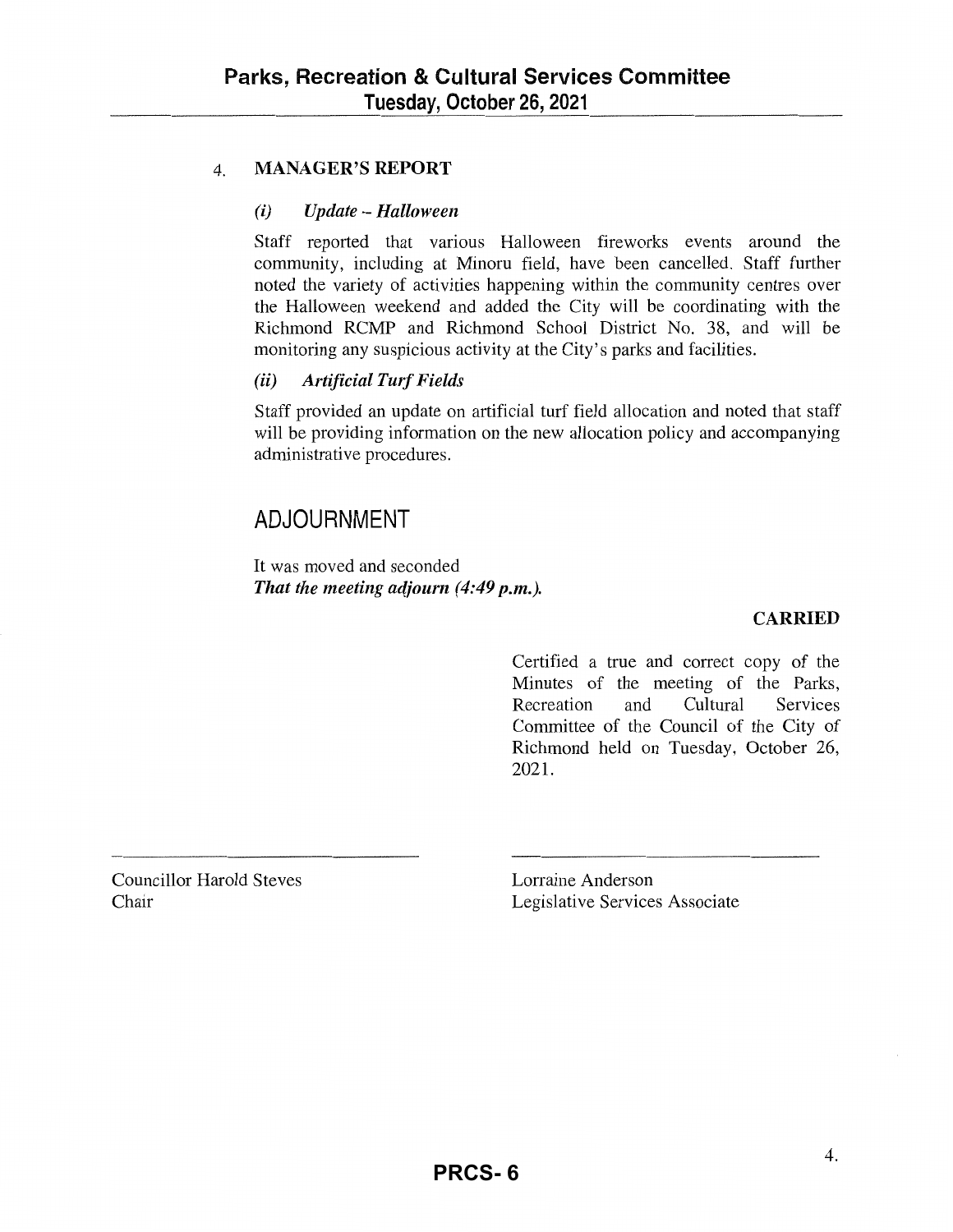## 4. MANAGER'S REPORT

### *(i) Update – Halloween*

Staff reported that various Halloween fireworks events around the community, including at Minoru field, have been cancelled. Staff further noted the variety of activities happening within the community centres over the Halloween weekend and added the City will be coordinating with the Richmond RCMP and Richmond School District No. 38, and will be monitoring any suspicious activity at the City's parks and facilities.

### *(ii) Artificial Turf Fields*

Staff provided an update on artificial turf field allocation and noted that staff will be providing information on the new allocation policy and accompanying administrative procedures.

# ADJOURNMENT

It was moved and seconded
***That the meeting adjourn (4:49 p.m.).***

**CARRIED**

Certified a true and correct copy of the Minutes of the meeting of the Parks, Recreation and Cultural Services Committee of the Council of the City of Richmond held on Tuesday, October 26, 2021.

Councillor Harold Steves
Chair

Lorraine Anderson
Legislative Services Associate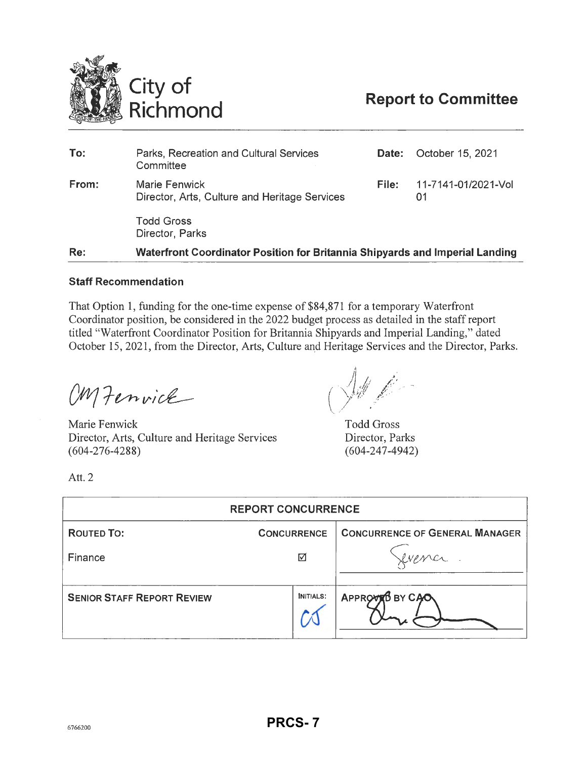# City of Richmond

## Report to Committee

| | | | |
|---|---|---|---|
| **To:** | Parks, Recreation and Cultural Services Committee | **Date:** | October 15, 2021 |
| **From:** | Marie Fenwick<br>Director, Arts, Culture and Heritage Services | **File:** | 11-7141-01/2021-Vol 01 |
| | Todd Gross<br>Director, Parks | | |
| **Re:** | **Waterfront Coordinator Position for Britannia Shipyards and Imperial Landing** | | |

### Staff Recommendation

That Option 1, funding for the one-time expense of $84,871 for a temporary Waterfront Coordinator position, be considered in the 2022 budget process as detailed in the staff report titled "Waterfront Coordinator Position for Britannia Shipyards and Imperial Landing," dated October 15, 2021, from the Director, Arts, Culture and Heritage Services and the Director, Parks.

Marie Fenwick
Director, Arts, Culture and Heritage Services
(604-276-4288)

Todd Gross
Director, Parks
(604-247-4942)

Att. 2

| REPORT CONCURRENCE | | |
|---|---|---|
| **ROUTED TO:** | **CONCURRENCE** | **CONCURRENCE OF GENERAL MANAGER** |
| Finance | ☑ | |
| **SENIOR STAFF REPORT REVIEW** | **INITIALS:** CJ | **APPROVED BY CAO** |

6766200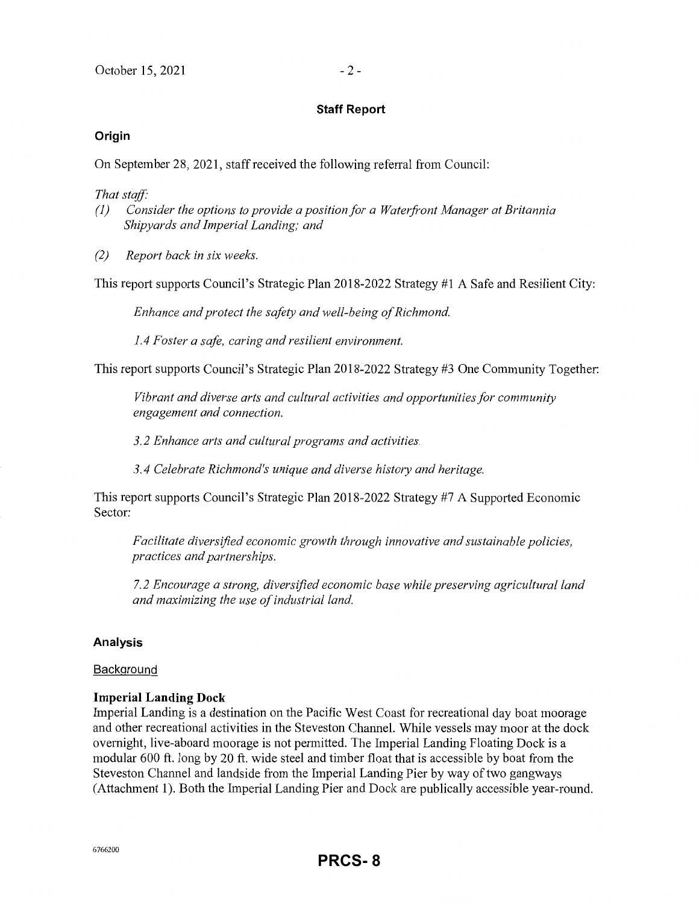## Staff Report

### Origin

On September 28, 2021, staff received the following referral from Council:

*That staff:*

*(1) Consider the options to provide a position for a Waterfront Manager at Britannia Shipyards and Imperial Landing; and*

*(2) Report back in six weeks.*

This report supports Council's Strategic Plan 2018-2022 Strategy #1 A Safe and Resilient City:

> *Enhance and protect the safety and well-being of Richmond.*
>
> *1.4 Foster a safe, caring and resilient environment.*

This report supports Council's Strategic Plan 2018-2022 Strategy #3 One Community Together:

> *Vibrant and diverse arts and cultural activities and opportunities for community engagement and connection.*
>
> *3.2 Enhance arts and cultural programs and activities.*
>
> *3.4 Celebrate Richmond's unique and diverse history and heritage.*

This report supports Council's Strategic Plan 2018-2022 Strategy #7 A Supported Economic Sector:

> *Facilitate diversified economic growth through innovative and sustainable policies, practices and partnerships.*
>
> *7.2 Encourage a strong, diversified economic base while preserving agricultural land and maximizing the use of industrial land.*

### Analysis

Background

**Imperial Landing Dock**

Imperial Landing is a destination on the Pacific West Coast for recreational day boat moorage and other recreational activities in the Steveston Channel. While vessels may moor at the dock overnight, live-aboard moorage is not permitted. The Imperial Landing Floating Dock is a modular 600 ft. long by 20 ft. wide steel and timber float that is accessible by boat from the Steveston Channel and landside from the Imperial Landing Pier by way of two gangways (Attachment 1). Both the Imperial Landing Pier and Dock are publically accessible year-round.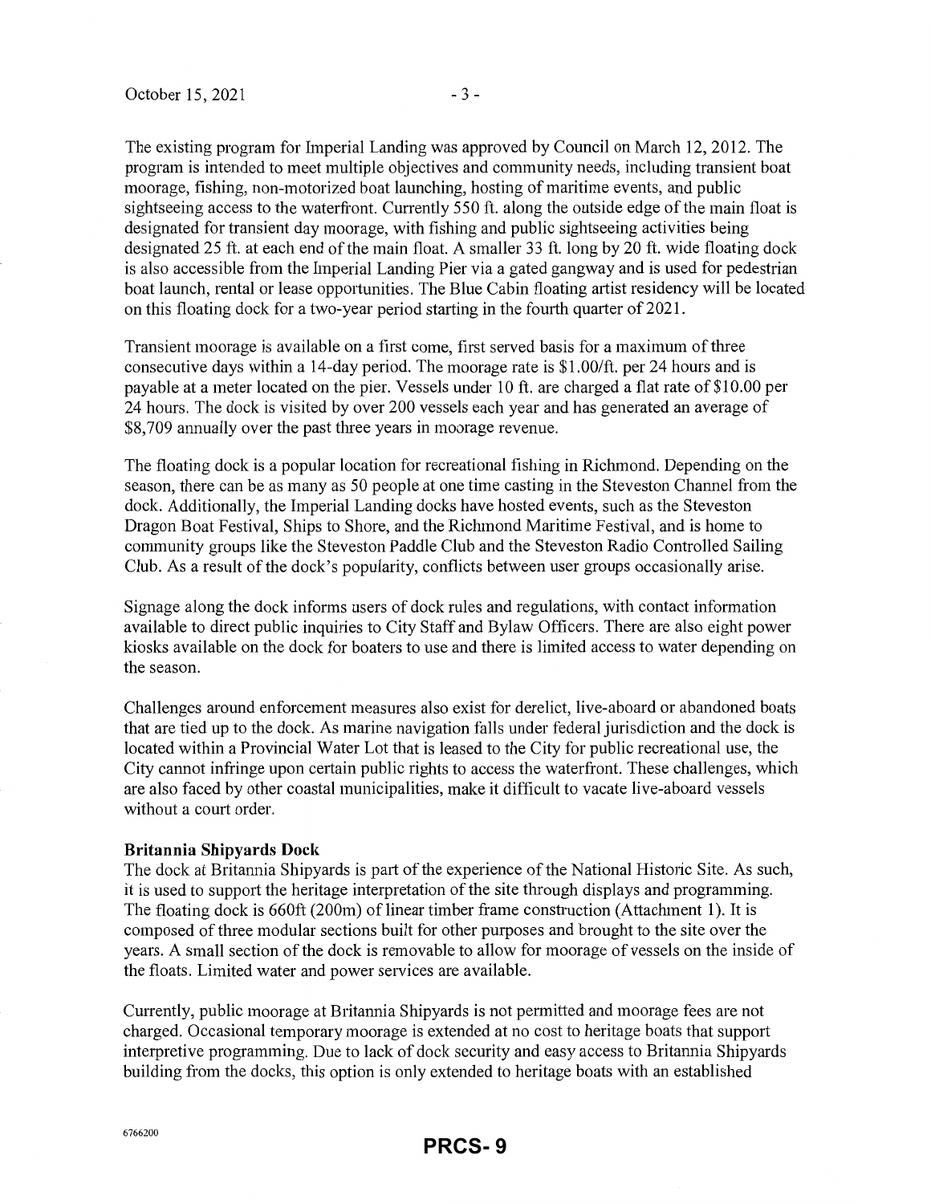The existing program for Imperial Landing was approved by Council on March 12, 2012. The program is intended to meet multiple objectives and community needs, including transient boat moorage, fishing, non-motorized boat launching, hosting of maritime events, and public sightseeing access to the waterfront. Currently 550 ft. along the outside edge of the main float is designated for transient day moorage, with fishing and public sightseeing activities being designated 25 ft. at each end of the main float. A smaller 33 ft. long by 20 ft. wide floating dock is also accessible from the Imperial Landing Pier via a gated gangway and is used for pedestrian boat launch, rental or lease opportunities. The Blue Cabin floating artist residency will be located on this floating dock for a two-year period starting in the fourth quarter of 2021.

Transient moorage is available on a first come, first served basis for a maximum of three consecutive days within a 14-day period. The moorage rate is $1.00/ft. per 24 hours and is payable at a meter located on the pier. Vessels under 10 ft. are charged a flat rate of $10.00 per 24 hours. The dock is visited by over 200 vessels each year and has generated an average of $8,709 annually over the past three years in moorage revenue.

The floating dock is a popular location for recreational fishing in Richmond. Depending on the season, there can be as many as 50 people at one time casting in the Steveston Channel from the dock. Additionally, the Imperial Landing docks have hosted events, such as the Steveston Dragon Boat Festival, Ships to Shore, and the Richmond Maritime Festival, and is home to community groups like the Steveston Paddle Club and the Steveston Radio Controlled Sailing Club. As a result of the dock's popularity, conflicts between user groups occasionally arise.

Signage along the dock informs users of dock rules and regulations, with contact information available to direct public inquiries to City Staff and Bylaw Officers. There are also eight power kiosks available on the dock for boaters to use and there is limited access to water depending on the season.

Challenges around enforcement measures also exist for derelict, live-aboard or abandoned boats that are tied up to the dock. As marine navigation falls under federal jurisdiction and the dock is located within a Provincial Water Lot that is leased to the City for public recreational use, the City cannot infringe upon certain public rights to access the waterfront. These challenges, which are also faced by other coastal municipalities, make it difficult to vacate live-aboard vessels without a court order.

**Britannia Shipyards Dock**

The dock at Britannia Shipyards is part of the experience of the National Historic Site. As such, it is used to support the heritage interpretation of the site through displays and programming. The floating dock is 660ft (200m) of linear timber frame construction (Attachment 1). It is composed of three modular sections built for other purposes and brought to the site over the years. A small section of the dock is removable to allow for moorage of vessels on the inside of the floats. Limited water and power services are available.

Currently, public moorage at Britannia Shipyards is not permitted and moorage fees are not charged. Occasional temporary moorage is extended at no cost to heritage boats that support interpretive programming. Due to lack of dock security and easy access to Britannia Shipyards building from the docks, this option is only extended to heritage boats with an established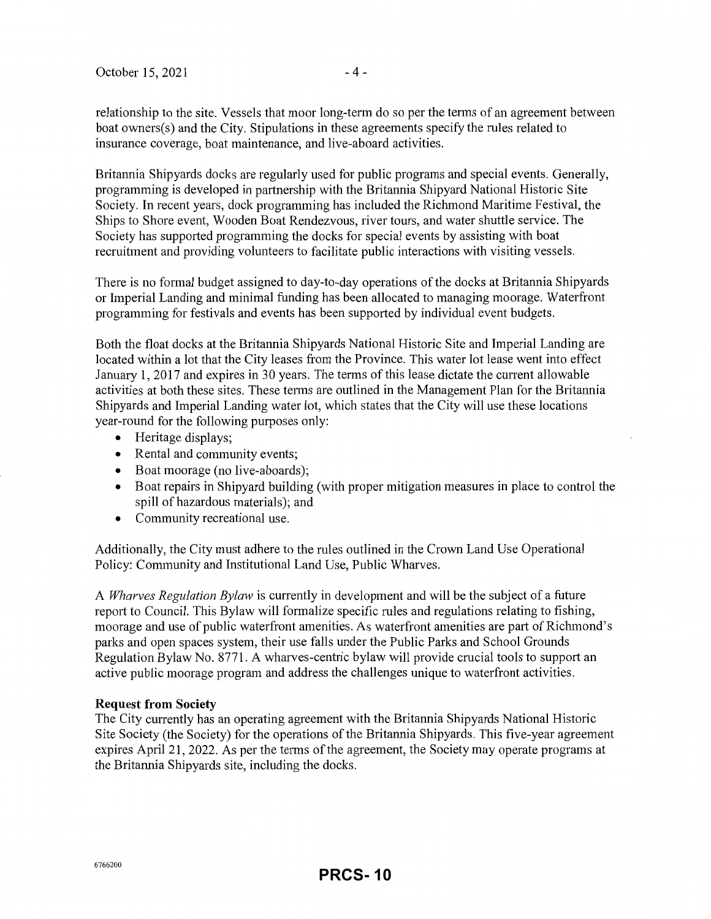relationship to the site. Vessels that moor long-term do so per the terms of an agreement between boat owners(s) and the City. Stipulations in these agreements specify the rules related to insurance coverage, boat maintenance, and live-aboard activities.

Britannia Shipyards docks are regularly used for public programs and special events. Generally, programming is developed in partnership with the Britannia Shipyard National Historic Site Society. In recent years, dock programming has included the Richmond Maritime Festival, the Ships to Shore event, Wooden Boat Rendezvous, river tours, and water shuttle service. The Society has supported programming the docks for special events by assisting with boat recruitment and providing volunteers to facilitate public interactions with visiting vessels.

There is no formal budget assigned to day-to-day operations of the docks at Britannia Shipyards or Imperial Landing and minimal funding has been allocated to managing moorage. Waterfront programming for festivals and events has been supported by individual event budgets.

Both the float docks at the Britannia Shipyards National Historic Site and Imperial Landing are located within a lot that the City leases from the Province. This water lot lease went into effect January 1, 2017 and expires in 30 years. The terms of this lease dictate the current allowable activities at both these sites. These terms are outlined in the Management Plan for the Britannia Shipyards and Imperial Landing water lot, which states that the City will use these locations year-round for the following purposes only:

- Heritage displays;
- Rental and community events;
- Boat moorage (no live-aboards);
- Boat repairs in Shipyard building (with proper mitigation measures in place to control the spill of hazardous materials); and
- Community recreational use.

Additionally, the City must adhere to the rules outlined in the Crown Land Use Operational Policy: Community and Institutional Land Use, Public Wharves.

A *Wharves Regulation Bylaw* is currently in development and will be the subject of a future report to Council. This Bylaw will formalize specific rules and regulations relating to fishing, moorage and use of public waterfront amenities. As waterfront amenities are part of Richmond's parks and open spaces system, their use falls under the Public Parks and School Grounds Regulation Bylaw No. 8771. A wharves-centric bylaw will provide crucial tools to support an active public moorage program and address the challenges unique to waterfront activities.

**Request from Society**

The City currently has an operating agreement with the Britannia Shipyards National Historic Site Society (the Society) for the operations of the Britannia Shipyards. This five-year agreement expires April 21, 2022. As per the terms of the agreement, the Society may operate programs at the Britannia Shipyards site, including the docks.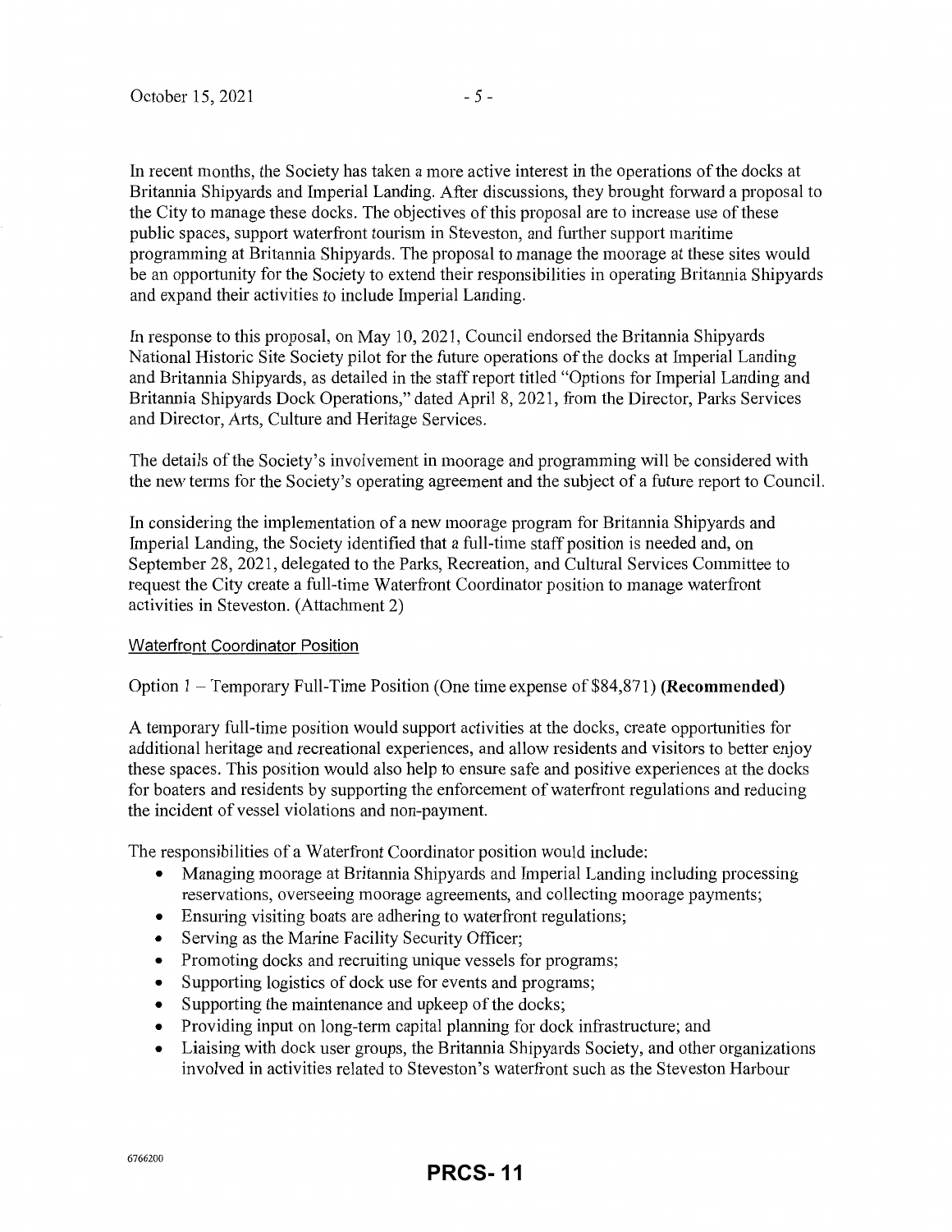In recent months, the Society has taken a more active interest in the operations of the docks at Britannia Shipyards and Imperial Landing. After discussions, they brought forward a proposal to the City to manage these docks. The objectives of this proposal are to increase use of these public spaces, support waterfront tourism in Steveston, and further support maritime programming at Britannia Shipyards. The proposal to manage the moorage at these sites would be an opportunity for the Society to extend their responsibilities in operating Britannia Shipyards and expand their activities to include Imperial Landing.

In response to this proposal, on May 10, 2021, Council endorsed the Britannia Shipyards National Historic Site Society pilot for the future operations of the docks at Imperial Landing and Britannia Shipyards, as detailed in the staff report titled "Options for Imperial Landing and Britannia Shipyards Dock Operations," dated April 8, 2021, from the Director, Parks Services and Director, Arts, Culture and Heritage Services.

The details of the Society's involvement in moorage and programming will be considered with the new terms for the Society's operating agreement and the subject of a future report to Council.

In considering the implementation of a new moorage program for Britannia Shipyards and Imperial Landing, the Society identified that a full-time staff position is needed and, on September 28, 2021, delegated to the Parks, Recreation, and Cultural Services Committee to request the City create a full-time Waterfront Coordinator position to manage waterfront activities in Steveston. (Attachment 2)

## Waterfront Coordinator Position

Option 1 – Temporary Full-Time Position (One time expense of $84,871) **(Recommended)**

A temporary full-time position would support activities at the docks, create opportunities for additional heritage and recreational experiences, and allow residents and visitors to better enjoy these spaces. This position would also help to ensure safe and positive experiences at the docks for boaters and residents by supporting the enforcement of waterfront regulations and reducing the incident of vessel violations and non-payment.

The responsibilities of a Waterfront Coordinator position would include:

- Managing moorage at Britannia Shipyards and Imperial Landing including processing reservations, overseeing moorage agreements, and collecting moorage payments;
- Ensuring visiting boats are adhering to waterfront regulations;
- Serving as the Marine Facility Security Officer;
- Promoting docks and recruiting unique vessels for programs;
- Supporting logistics of dock use for events and programs;
- Supporting the maintenance and upkeep of the docks;
- Providing input on long-term capital planning for dock infrastructure; and
- Liaising with dock user groups, the Britannia Shipyards Society, and other organizations involved in activities related to Steveston's waterfront such as the Steveston Harbour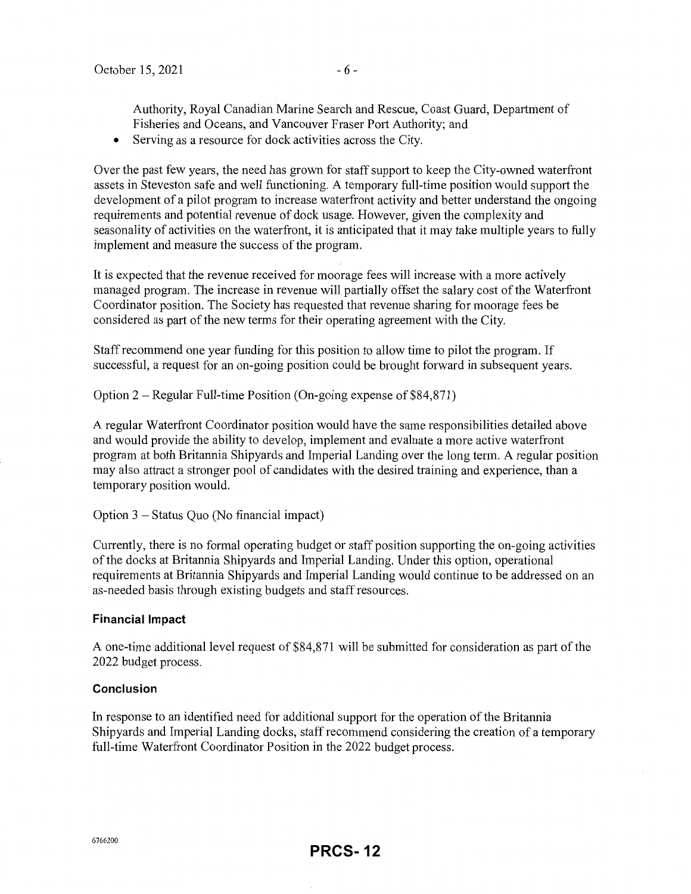Authority, Royal Canadian Marine Search and Rescue, Coast Guard, Department of Fisheries and Oceans, and Vancouver Fraser Port Authority; and
- Serving as a resource for dock activities across the City.

Over the past few years, the need has grown for staff support to keep the City-owned waterfront assets in Steveston safe and well functioning. A temporary full-time position would support the development of a pilot program to increase waterfront activity and better understand the ongoing requirements and potential revenue of dock usage. However, given the complexity and seasonality of activities on the waterfront, it is anticipated that it may take multiple years to fully implement and measure the success of the program.

It is expected that the revenue received for moorage fees will increase with a more actively managed program. The increase in revenue will partially offset the salary cost of the Waterfront Coordinator position. The Society has requested that revenue sharing for moorage fees be considered as part of the new terms for their operating agreement with the City.

Staff recommend one year funding for this position to allow time to pilot the program. If successful, a request for an on-going position could be brought forward in subsequent years.

Option 2 – Regular Full-time Position (On-going expense of $84,871)

A regular Waterfront Coordinator position would have the same responsibilities detailed above and would provide the ability to develop, implement and evaluate a more active waterfront program at both Britannia Shipyards and Imperial Landing over the long term. A regular position may also attract a stronger pool of candidates with the desired training and experience, than a temporary position would.

Option 3 – Status Quo (No financial impact)

Currently, there is no formal operating budget or staff position supporting the on-going activities of the docks at Britannia Shipyards and Imperial Landing. Under this option, operational requirements at Britannia Shipyards and Imperial Landing would continue to be addressed on an as-needed basis through existing budgets and staff resources.

### Financial Impact

A one-time additional level request of $84,871 will be submitted for consideration as part of the 2022 budget process.

### Conclusion

In response to an identified need for additional support for the operation of the Britannia Shipyards and Imperial Landing docks, staff recommend considering the creation of a temporary full-time Waterfront Coordinator Position in the 2022 budget process.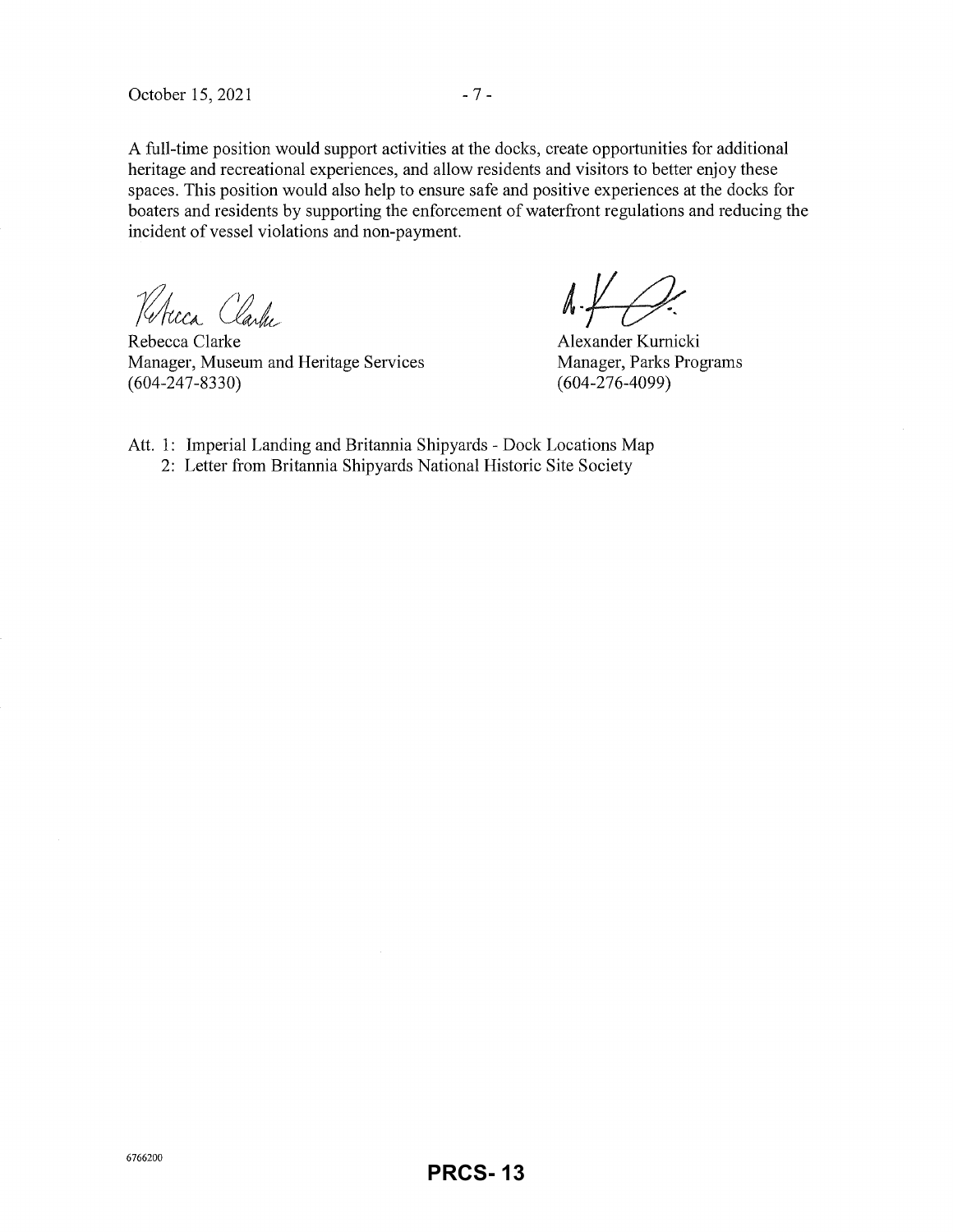A full-time position would support activities at the docks, create opportunities for additional heritage and recreational experiences, and allow residents and visitors to better enjoy these spaces. This position would also help to ensure safe and positive experiences at the docks for boaters and residents by supporting the enforcement of waterfront regulations and reducing the incident of vessel violations and non-payment.

Rebecca Clarke
Manager, Museum and Heritage Services
(604-247-8330)

Alexander Kurnicki
Manager, Parks Programs
(604-276-4099)

Att. 1: Imperial Landing and Britannia Shipyards - Dock Locations Map
2: Letter from Britannia Shipyards National Historic Site Society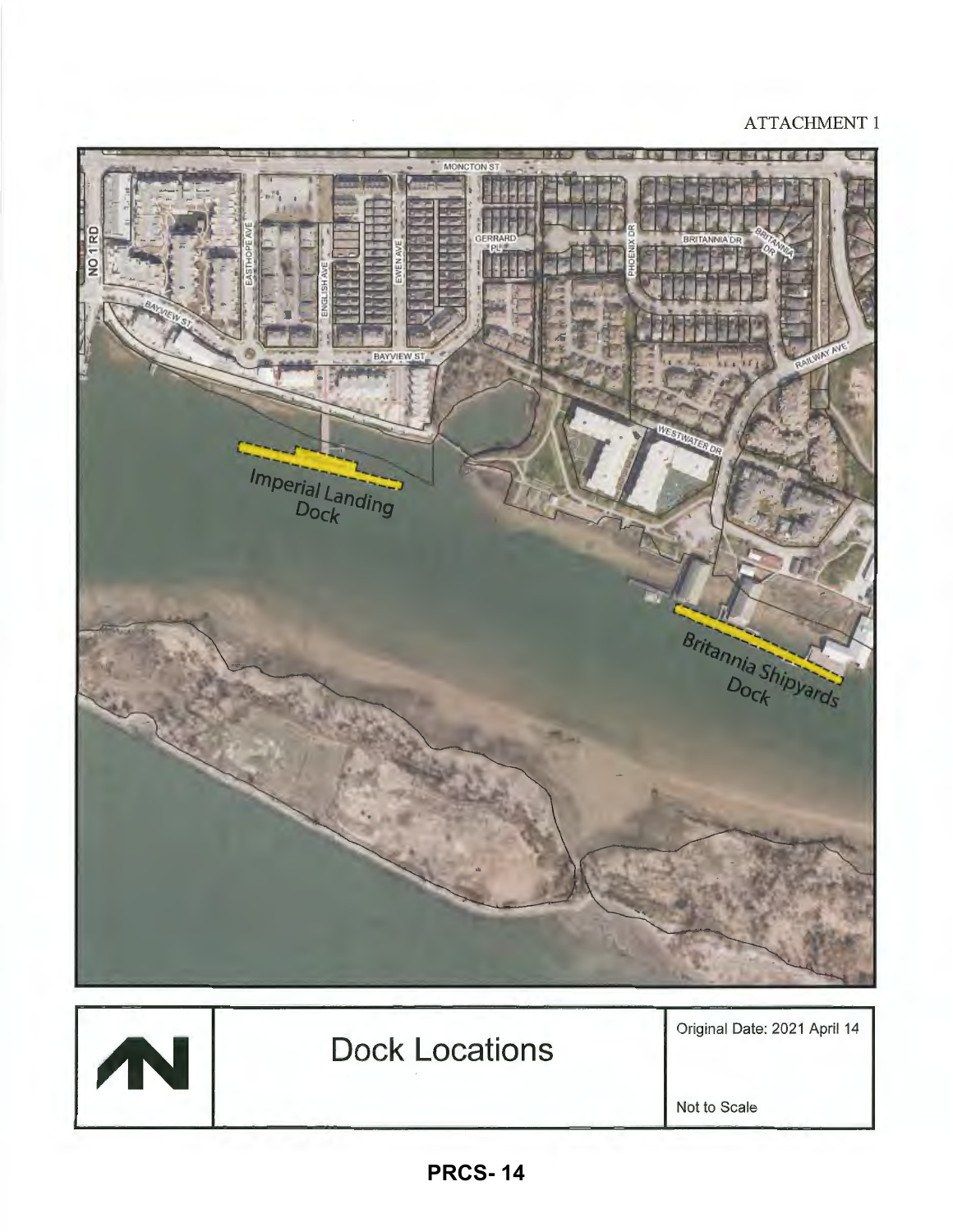ATTACHMENT 1

MONCTON ST

NO 1 RD

EASTHOPE AVE

ENGLISH AVE

EWEN AVE

GERRARD PL

PHOENIX DR

BRITANNIA DR

BRITANNIA DR

BAYVIEW ST

BAYVIEW ST

RAILWAY AVE

WESTWATER DR

Imperial Landing Dock

Britannia Shipyards Dock

| | Dock Locations | Original Date: 2021 April 14 |
|---|---|---|
| | | Not to Scale |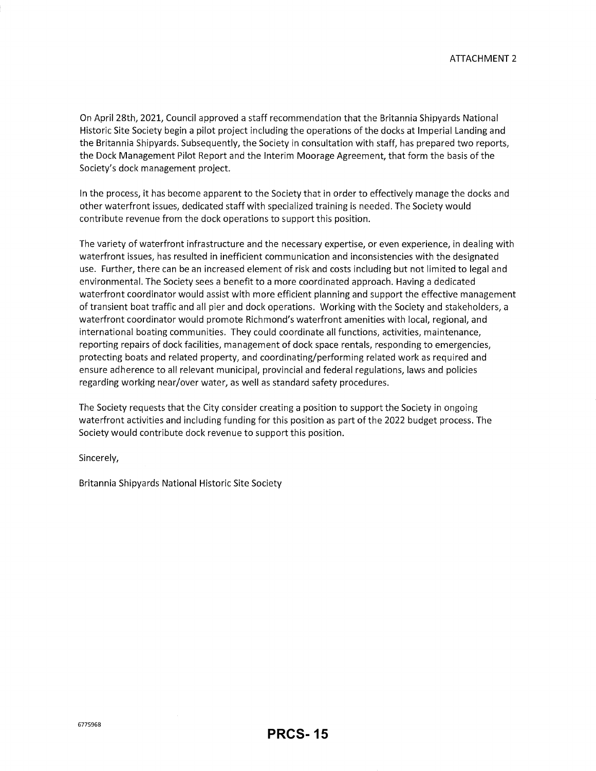ATTACHMENT 2

On April 28th, 2021, Council approved a staff recommendation that the Britannia Shipyards National Historic Site Society begin a pilot project including the operations of the docks at Imperial Landing and the Britannia Shipyards. Subsequently, the Society in consultation with staff, has prepared two reports, the Dock Management Pilot Report and the Interim Moorage Agreement, that form the basis of the Society's dock management project.

In the process, it has become apparent to the Society that in order to effectively manage the docks and other waterfront issues, dedicated staff with specialized training is needed. The Society would contribute revenue from the dock operations to support this position.

The variety of waterfront infrastructure and the necessary expertise, or even experience, in dealing with waterfront issues, has resulted in inefficient communication and inconsistencies with the designated use. Further, there can be an increased element of risk and costs including but not limited to legal and environmental. The Society sees a benefit to a more coordinated approach. Having a dedicated waterfront coordinator would assist with more efficient planning and support the effective management of transient boat traffic and all pier and dock operations. Working with the Society and stakeholders, a waterfront coordinator would promote Richmond's waterfront amenities with local, regional, and international boating communities. They could coordinate all functions, activities, maintenance, reporting repairs of dock facilities, management of dock space rentals, responding to emergencies, protecting boats and related property, and coordinating/performing related work as required and ensure adherence to all relevant municipal, provincial and federal regulations, laws and policies regarding working near/over water, as well as standard safety procedures.

The Society requests that the City consider creating a position to support the Society in ongoing waterfront activities and including funding for this position as part of the 2022 budget process. The Society would contribute dock revenue to support this position.

Sincerely,

Britannia Shipyards National Historic Site Society

6775968